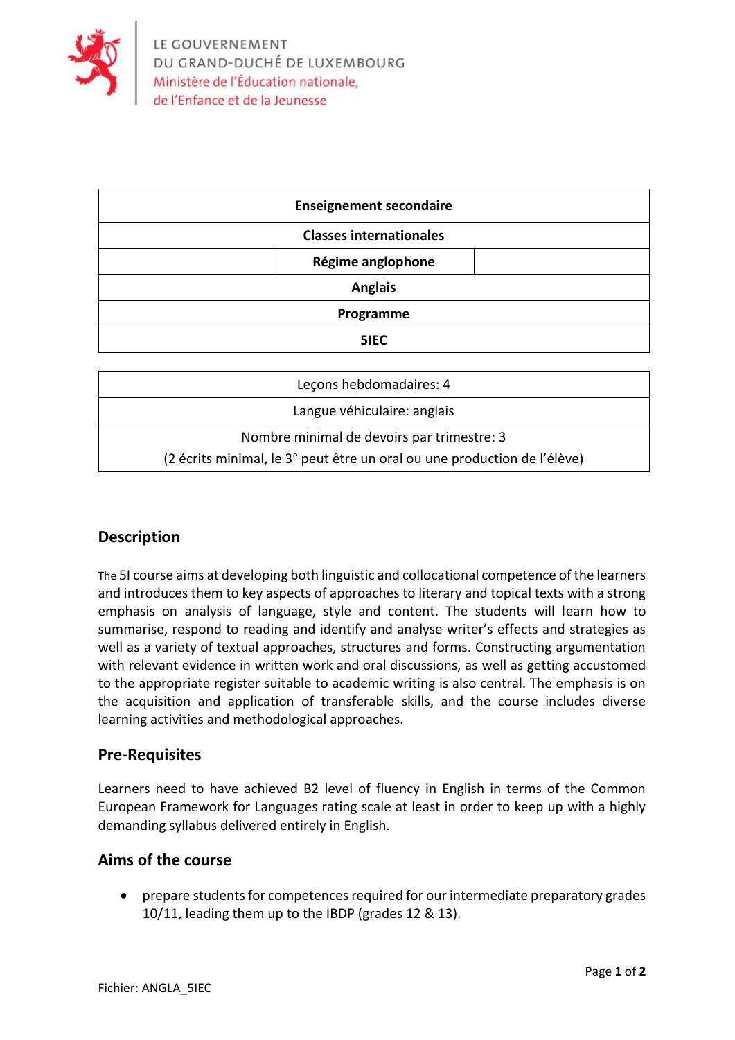LE GOUVERNEMENT
DU GRAND-DUCHÉ DE LUXEMBOURG
Ministère de l'Éducation nationale,
de l'Enfance et de la Jeunesse

| **Enseignement secondaire** |
| --- |
| **Classes internationales** |
| **Régime anglophone** |
| **Anglais** |
| **Programme** |
| **5IEC** |

| Leçons hebdomadaires: 4 |
| --- |
| Langue véhiculaire: anglais |
| Nombre minimal de devoirs par trimestre: 3 (2 écrits minimal, le 3e peut être un oral ou une production de l'élève) |

## Description

The 5I course aims at developing both linguistic and collocational competence of the learners and introduces them to key aspects of approaches to literary and topical texts with a strong emphasis on analysis of language, style and content. The students will learn how to summarise, respond to reading and identify and analyse writer's effects and strategies as well as a variety of textual approaches, structures and forms. Constructing argumentation with relevant evidence in written work and oral discussions, as well as getting accustomed to the appropriate register suitable to academic writing is also central. The emphasis is on the acquisition and application of transferable skills, and the course includes diverse learning activities and methodological approaches.

## Pre-Requisites

Learners need to have achieved B2 level of fluency in English in terms of the Common European Framework for Languages rating scale at least in order to keep up with a highly demanding syllabus delivered entirely in English.

## Aims of the course

- prepare students for competences required for our intermediate preparatory grades 10/11, leading them up to the IBDP (grades 12 & 13).

Fichier: ANGLA_5IEC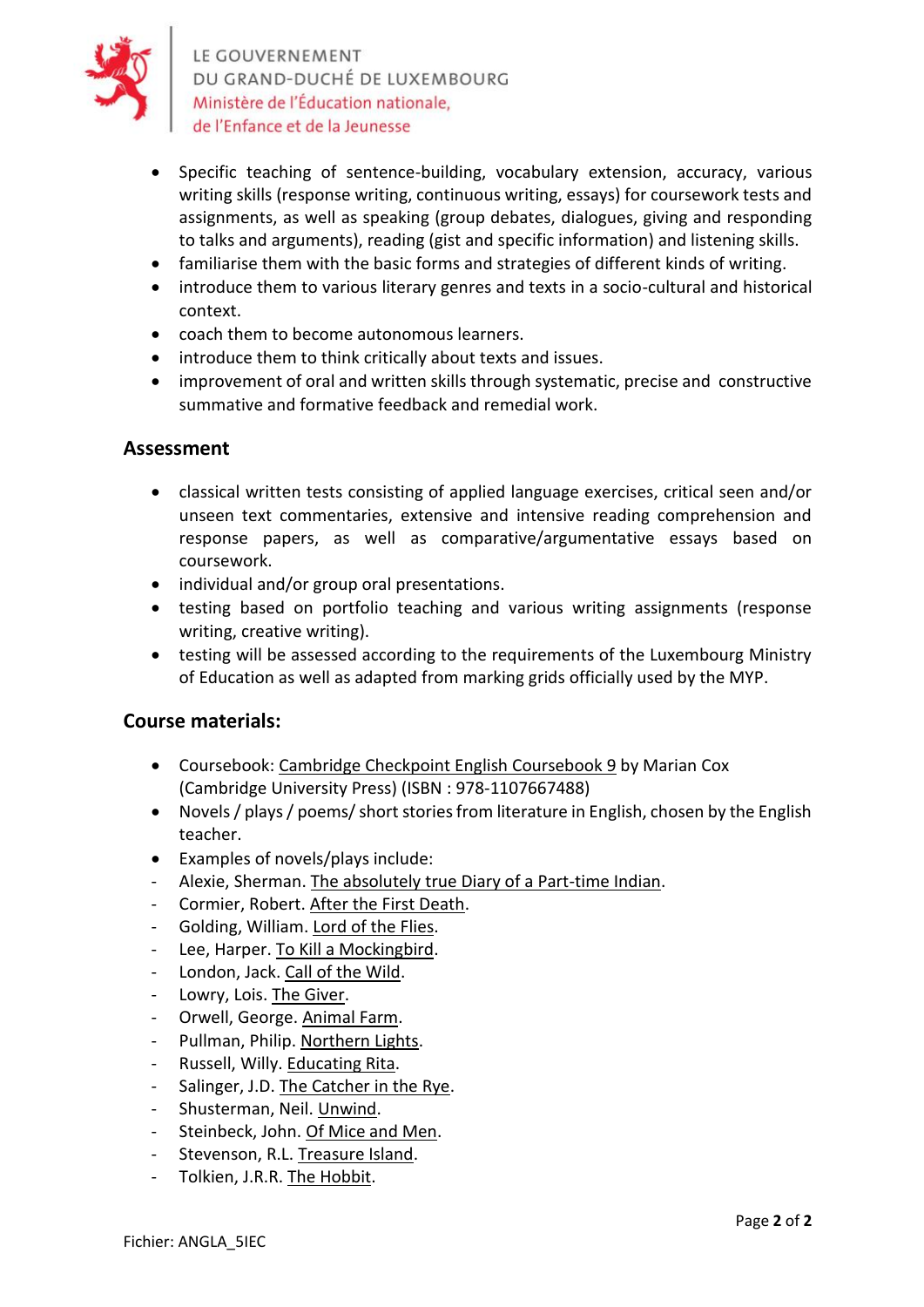- Specific teaching of sentence-building, vocabulary extension, accuracy, various writing skills (response writing, continuous writing, essays) for coursework tests and assignments, as well as speaking (group debates, dialogues, giving and responding to talks and arguments), reading (gist and specific information) and listening skills.
- familiarise them with the basic forms and strategies of different kinds of writing.
- introduce them to various literary genres and texts in a socio-cultural and historical context.
- coach them to become autonomous learners.
- introduce them to think critically about texts and issues.
- improvement of oral and written skills through systematic, precise and constructive summative and formative feedback and remedial work.

## Assessment

- classical written tests consisting of applied language exercises, critical seen and/or unseen text commentaries, extensive and intensive reading comprehension and response papers, as well as comparative/argumentative essays based on coursework.
- individual and/or group oral presentations.
- testing based on portfolio teaching and various writing assignments (response writing, creative writing).
- testing will be assessed according to the requirements of the Luxembourg Ministry of Education as well as adapted from marking grids officially used by the MYP.

## Course materials:

- Coursebook: Cambridge Checkpoint English Coursebook 9 by Marian Cox (Cambridge University Press) (ISBN : 978-1107667488)
- Novels / plays / poems/ short stories from literature in English, chosen by the English teacher.
- Examples of novels/plays include:

- Alexie, Sherman. The absolutely true Diary of a Part-time Indian.
- Cormier, Robert. After the First Death.
- Golding, William. Lord of the Flies.
- Lee, Harper. To Kill a Mockingbird.
- London, Jack. Call of the Wild.
- Lowry, Lois. The Giver.
- Orwell, George. Animal Farm.
- Pullman, Philip. Northern Lights.
- Russell, Willy. Educating Rita.
- Salinger, J.D. The Catcher in the Rye.
- Shusterman, Neil. Unwind.
- Steinbeck, John. Of Mice and Men.
- Stevenson, R.L. Treasure Island.
- Tolkien, J.R.R. The Hobbit.